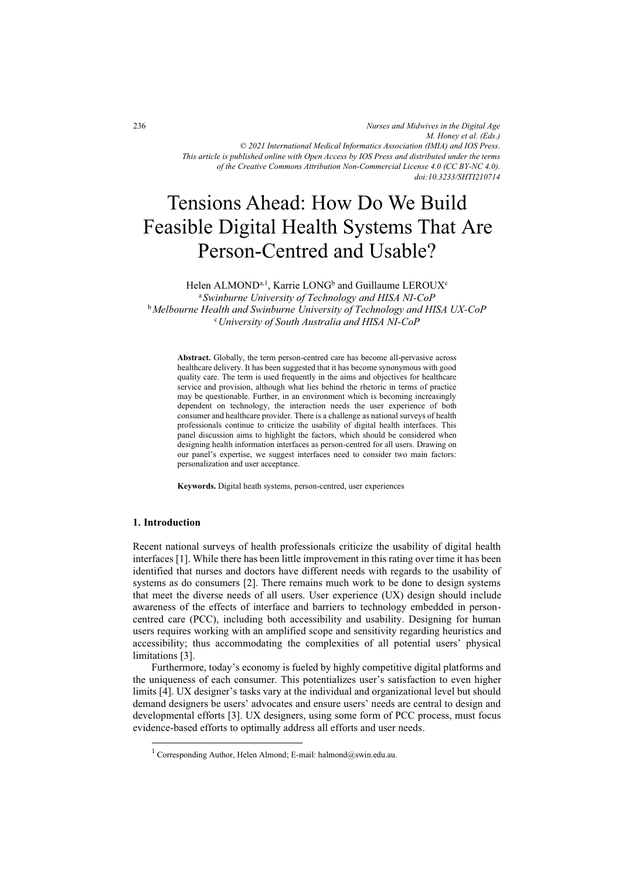# Tensions Ahead: How Do We Build Feasible Digital Health Systems That Are Person-Centred and Usable?

Helen ALMOND[a,1], Karrie LONG[b] and Guillaume LEROUX[c]

[a] *Swinburne University of Technology and HISA NI-CoP*
[b] *Melbourne Health and Swinburne University of Technology and HISA UX-CoP*
[c] *University of South Australia and HISA NI-CoP*

**Abstract.** Globally, the term person-centred care has become all-pervasive across healthcare delivery. It has been suggested that it has become synonymous with good quality care. The term is used frequently in the aims and objectives for healthcare service and provision, although what lies behind the rhetoric in terms of practice may be questionable. Further, in an environment which is becoming increasingly dependent on technology, the interaction needs the user experience of both consumer and healthcare provider. There is a challenge as national surveys of health professionals continue to criticize the usability of digital health interfaces. This panel discussion aims to highlight the factors, which should be considered when designing health information interfaces as person-centred for all users. Drawing on our panel's expertise, we suggest interfaces need to consider two main factors: personalization and user acceptance.

**Keywords.** Digital heath systems, person-centred, user experiences

## 1. Introduction

Recent national surveys of health professionals criticize the usability of digital health interfaces [1]. While there has been little improvement in this rating over time it has been identified that nurses and doctors have different needs with regards to the usability of systems as do consumers [2]. There remains much work to be done to design systems that meet the diverse needs of all users. User experience (UX) design should include awareness of the effects of interface and barriers to technology embedded in person-centred care (PCC), including both accessibility and usability. Designing for human users requires working with an amplified scope and sensitivity regarding heuristics and accessibility; thus accommodating the complexities of all potential users' physical limitations [3].

Furthermore, today's economy is fueled by highly competitive digital platforms and the uniqueness of each consumer. This potentializes user's satisfaction to even higher limits [4]. UX designer's tasks vary at the individual and organizational level but should demand designers be users' advocates and ensure users' needs are central to design and developmental efforts [3]. UX designers, using some form of PCC process, must focus evidence-based efforts to optimally address all efforts and user needs.

[1] Corresponding Author, Helen Almond; E-mail: halmond@swin.edu.au.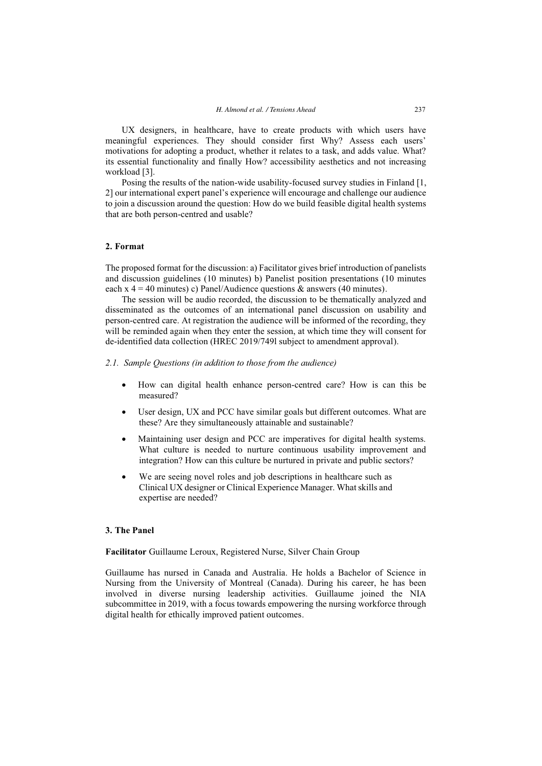UX designers, in healthcare, have to create products with which users have meaningful experiences. They should consider first Why? Assess each users' motivations for adopting a product, whether it relates to a task, and adds value. What? its essential functionality and finally How? accessibility aesthetics and not increasing workload [3].

Posing the results of the nation-wide usability-focused survey studies in Finland [1, 2] our international expert panel's experience will encourage and challenge our audience to join a discussion around the question: How do we build feasible digital health systems that are both person-centred and usable?

## 2. Format

The proposed format for the discussion: a) Facilitator gives brief introduction of panelists and discussion guidelines (10 minutes) b) Panelist position presentations (10 minutes each x 4 = 40 minutes) c) Panel/Audience questions & answers (40 minutes).

The session will be audio recorded, the discussion to be thematically analyzed and disseminated as the outcomes of an international panel discussion on usability and person-centred care. At registration the audience will be informed of the recording, they will be reminded again when they enter the session, at which time they will consent for de-identified data collection (HREC 2019/749l subject to amendment approval).

### 2.1. *Sample Questions (in addition to those from the audience)*

- How can digital health enhance person-centred care? How is can this be measured?
- User design, UX and PCC have similar goals but different outcomes. What are these? Are they simultaneously attainable and sustainable?
- Maintaining user design and PCC are imperatives for digital health systems. What culture is needed to nurture continuous usability improvement and integration? How can this culture be nurtured in private and public sectors?
- We are seeing novel roles and job descriptions in healthcare such as Clinical UX designer or Clinical Experience Manager. What skills and expertise are needed?

## 3. The Panel

**Facilitator** Guillaume Leroux, Registered Nurse, Silver Chain Group

Guillaume has nursed in Canada and Australia. He holds a Bachelor of Science in Nursing from the University of Montreal (Canada). During his career, he has been involved in diverse nursing leadership activities. Guillaume joined the NIA subcommittee in 2019, with a focus towards empowering the nursing workforce through digital health for ethically improved patient outcomes.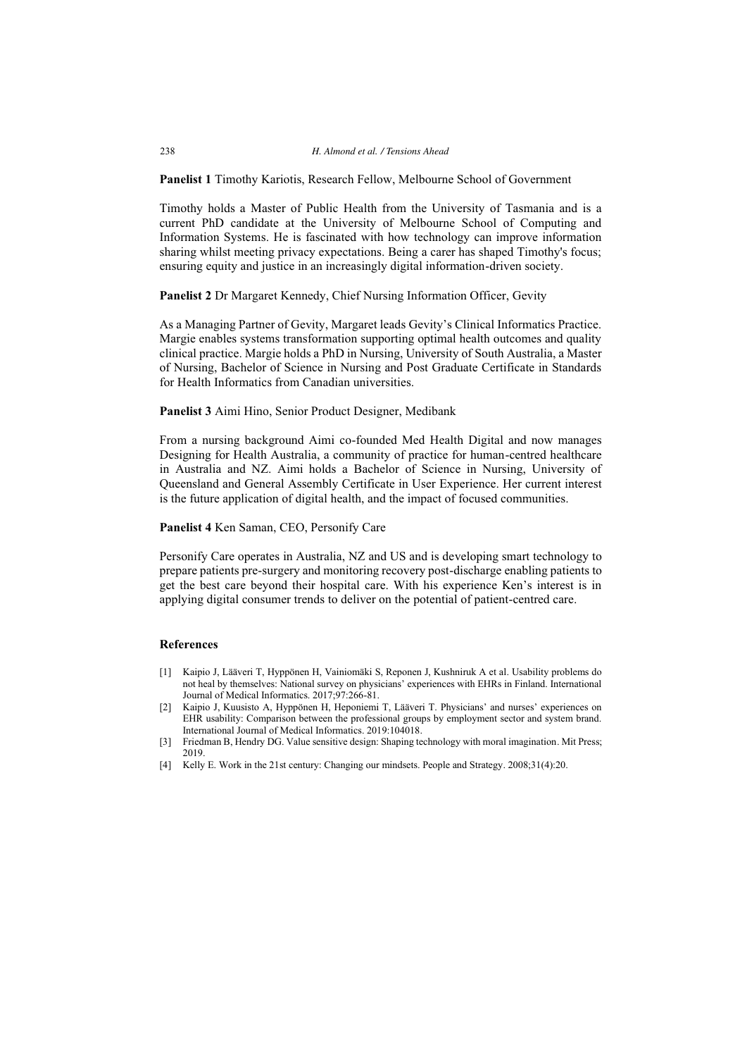**Panelist 1** Timothy Kariotis, Research Fellow, Melbourne School of Government

Timothy holds a Master of Public Health from the University of Tasmania and is a current PhD candidate at the University of Melbourne School of Computing and Information Systems. He is fascinated with how technology can improve information sharing whilst meeting privacy expectations. Being a carer has shaped Timothy's focus; ensuring equity and justice in an increasingly digital information-driven society.

**Panelist 2** Dr Margaret Kennedy, Chief Nursing Information Officer, Gevity

As a Managing Partner of Gevity, Margaret leads Gevity's Clinical Informatics Practice. Margie enables systems transformation supporting optimal health outcomes and quality clinical practice. Margie holds a PhD in Nursing, University of South Australia, a Master of Nursing, Bachelor of Science in Nursing and Post Graduate Certificate in Standards for Health Informatics from Canadian universities.

**Panelist 3** Aimi Hino, Senior Product Designer, Medibank

From a nursing background Aimi co-founded Med Health Digital and now manages Designing for Health Australia, a community of practice for human-centred healthcare in Australia and NZ. Aimi holds a Bachelor of Science in Nursing, University of Queensland and General Assembly Certificate in User Experience. Her current interest is the future application of digital health, and the impact of focused communities.

**Panelist 4** Ken Saman, CEO, Personify Care

Personify Care operates in Australia, NZ and US and is developing smart technology to prepare patients pre-surgery and monitoring recovery post-discharge enabling patients to get the best care beyond their hospital care. With his experience Ken's interest is in applying digital consumer trends to deliver on the potential of patient-centred care.

## References

[1] Kaipio J, Lääveri T, Hyppönen H, Vainiomäki S, Reponen J, Kushniruk A et al. Usability problems do not heal by themselves: National survey on physicians' experiences with EHRs in Finland. International Journal of Medical Informatics. 2017;97:266-81.

[2] Kaipio J, Kuusisto A, Hyppönen H, Heponiemi T, Lääveri T. Physicians' and nurses' experiences on EHR usability: Comparison between the professional groups by employment sector and system brand. International Journal of Medical Informatics. 2019:104018.

[3] Friedman B, Hendry DG. Value sensitive design: Shaping technology with moral imagination. Mit Press; 2019.

[4] Kelly E. Work in the 21st century: Changing our mindsets. People and Strategy. 2008;31(4):20.